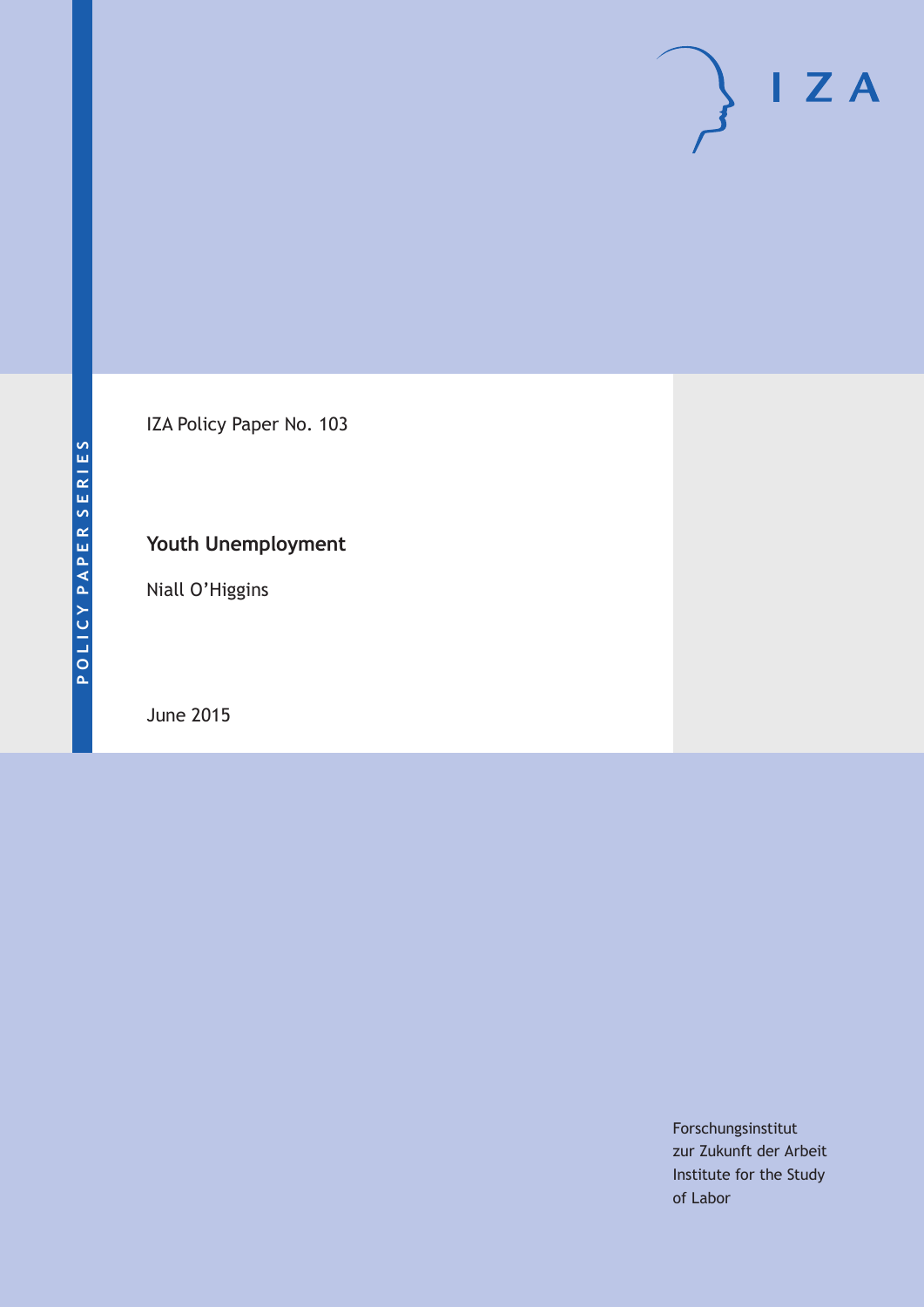IZA

POLICY PAPER SERIES

IZA Policy Paper No. 103

# Youth Unemployment

Niall O'Higgins

June 2015

Forschungsinstitut
zur Zukunft der Arbeit
Institute for the Study
of Labor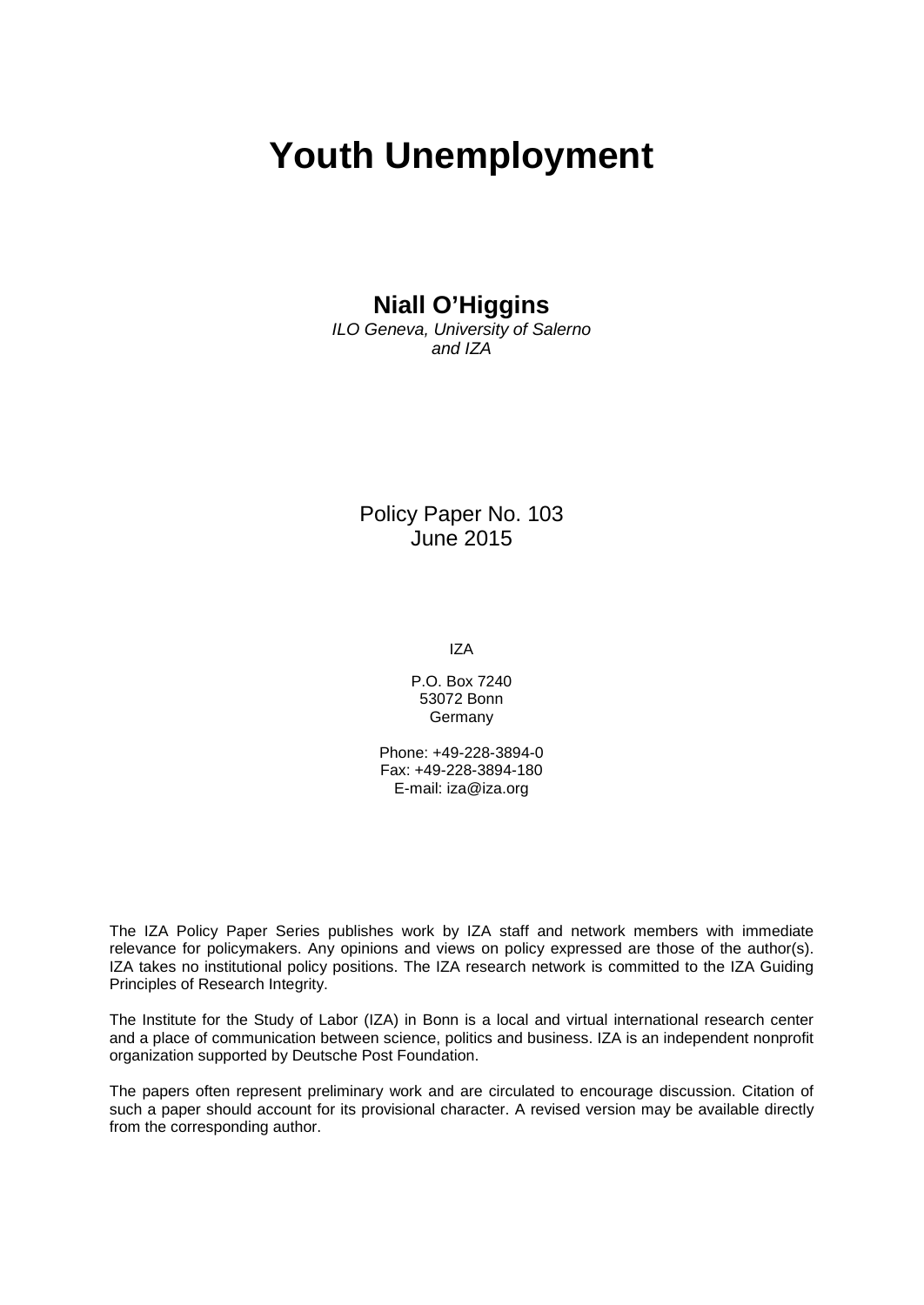# Youth Unemployment

**Niall O'Higgins**
*ILO Geneva, University of Salerno and IZA*

Policy Paper No. 103
June 2015

IZA

P.O. Box 7240
53072 Bonn
Germany

Phone: +49-228-3894-0
Fax: +49-228-3894-180
E-mail: iza@iza.org

The IZA Policy Paper Series publishes work by IZA staff and network members with immediate relevance for policymakers. Any opinions and views on policy expressed are those of the author(s). IZA takes no institutional policy positions. The IZA research network is committed to the IZA Guiding Principles of Research Integrity.

The Institute for the Study of Labor (IZA) in Bonn is a local and virtual international research center and a place of communication between science, politics and business. IZA is an independent nonprofit organization supported by Deutsche Post Foundation.

The papers often represent preliminary work and are circulated to encourage discussion. Citation of such a paper should account for its provisional character. A revised version may be available directly from the corresponding author.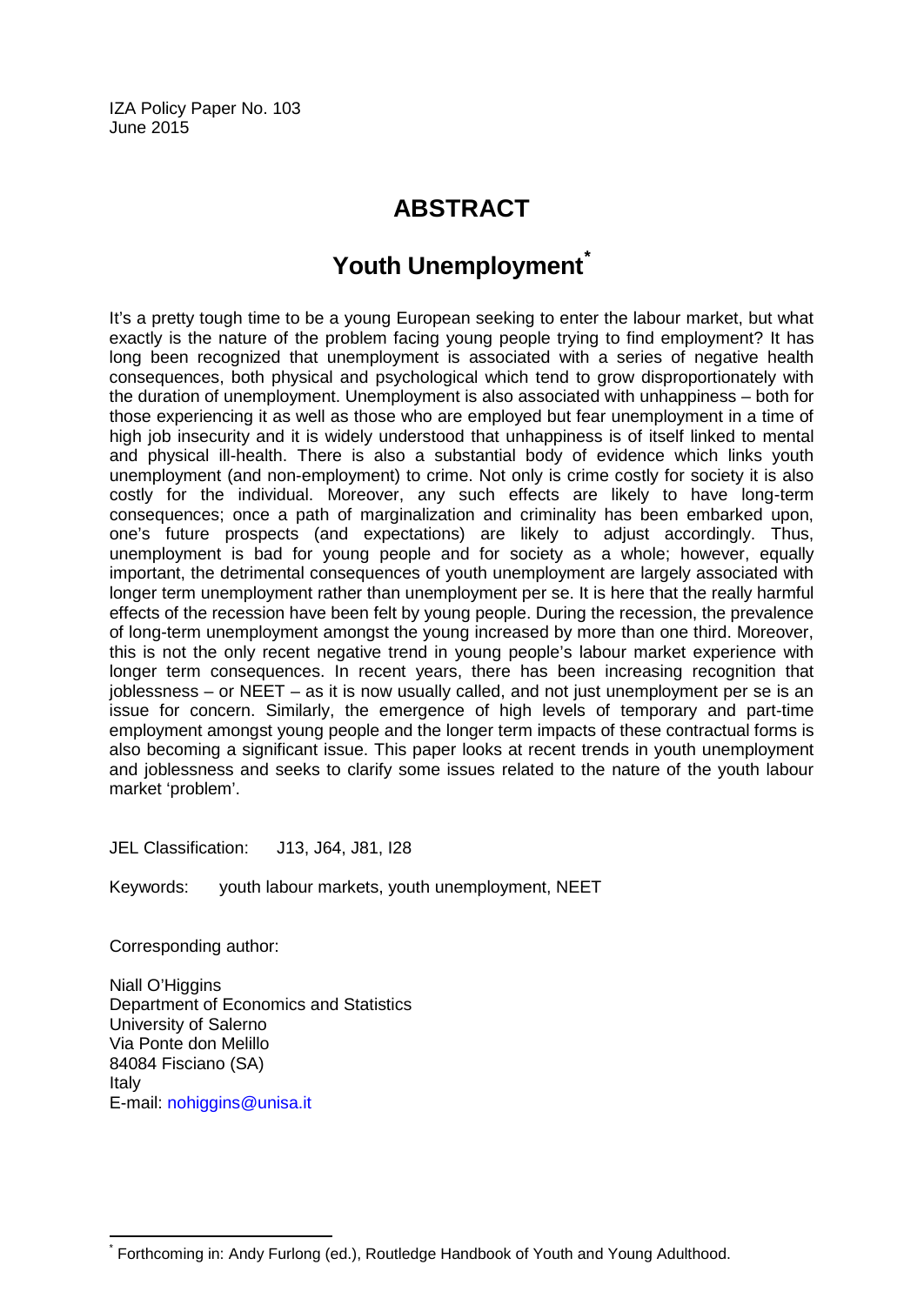IZA Policy Paper No. 103
June 2015

# ABSTRACT

## Youth Unemployment[*]

It's a pretty tough time to be a young European seeking to enter the labour market, but what exactly is the nature of the problem facing young people trying to find employment? It has long been recognized that unemployment is associated with a series of negative health consequences, both physical and psychological which tend to grow disproportionately with the duration of unemployment. Unemployment is also associated with unhappiness – both for those experiencing it as well as those who are employed but fear unemployment in a time of high job insecurity and it is widely understood that unhappiness is of itself linked to mental and physical ill-health. There is also a substantial body of evidence which links youth unemployment (and non-employment) to crime. Not only is crime costly for society it is also costly for the individual. Moreover, any such effects are likely to have long-term consequences; once a path of marginalization and criminality has been embarked upon, one's future prospects (and expectations) are likely to adjust accordingly. Thus, unemployment is bad for young people and for society as a whole; however, equally important, the detrimental consequences of youth unemployment are largely associated with longer term unemployment rather than unemployment per se. It is here that the really harmful effects of the recession have been felt by young people. During the recession, the prevalence of long-term unemployment amongst the young increased by more than one third. Moreover, this is not the only recent negative trend in young people's labour market experience with longer term consequences. In recent years, there has been increasing recognition that joblessness – or NEET – as it is now usually called, and not just unemployment per se is an issue for concern. Similarly, the emergence of high levels of temporary and part-time employment amongst young people and the longer term impacts of these contractual forms is also becoming a significant issue. This paper looks at recent trends in youth unemployment and joblessness and seeks to clarify some issues related to the nature of the youth labour market 'problem'.

JEL Classification: J13, J64, J81, I28

Keywords: youth labour markets, youth unemployment, NEET

Corresponding author:

Niall O'Higgins
Department of Economics and Statistics
University of Salerno
Via Ponte don Melillo
84084 Fisciano (SA)
Italy
E-mail: nohiggins@unisa.it

[*] Forthcoming in: Andy Furlong (ed.), Routledge Handbook of Youth and Young Adulthood.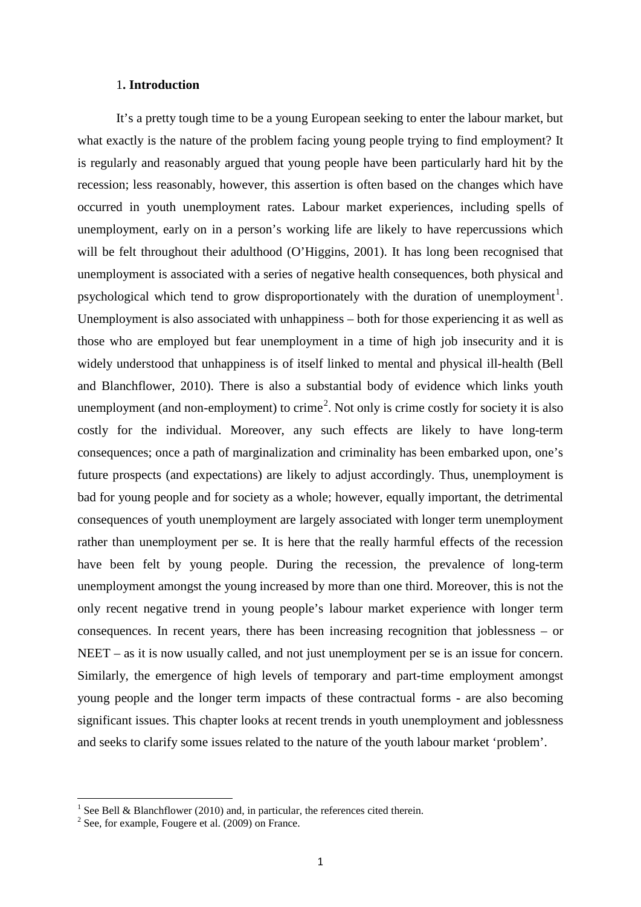## 1. Introduction

It's a pretty tough time to be a young European seeking to enter the labour market, but what exactly is the nature of the problem facing young people trying to find employment? It is regularly and reasonably argued that young people have been particularly hard hit by the recession; less reasonably, however, this assertion is often based on the changes which have occurred in youth unemployment rates. Labour market experiences, including spells of unemployment, early on in a person's working life are likely to have repercussions which will be felt throughout their adulthood (O'Higgins, 2001). It has long been recognised that unemployment is associated with a series of negative health consequences, both physical and psychological which tend to grow disproportionately with the duration of unemployment[1]. Unemployment is also associated with unhappiness – both for those experiencing it as well as those who are employed but fear unemployment in a time of high job insecurity and it is widely understood that unhappiness is of itself linked to mental and physical ill-health (Bell and Blanchflower, 2010). There is also a substantial body of evidence which links youth unemployment (and non-employment) to crime[2]. Not only is crime costly for society it is also costly for the individual. Moreover, any such effects are likely to have long-term consequences; once a path of marginalization and criminality has been embarked upon, one's future prospects (and expectations) are likely to adjust accordingly. Thus, unemployment is bad for young people and for society as a whole; however, equally important, the detrimental consequences of youth unemployment are largely associated with longer term unemployment rather than unemployment per se. It is here that the really harmful effects of the recession have been felt by young people. During the recession, the prevalence of long-term unemployment amongst the young increased by more than one third. Moreover, this is not the only recent negative trend in young people's labour market experience with longer term consequences. In recent years, there has been increasing recognition that joblessness – or NEET – as it is now usually called, and not just unemployment per se is an issue for concern. Similarly, the emergence of high levels of temporary and part-time employment amongst young people and the longer term impacts of these contractual forms - are also becoming significant issues. This chapter looks at recent trends in youth unemployment and joblessness and seeks to clarify some issues related to the nature of the youth labour market 'problem'.

[1] See Bell & Blanchflower (2010) and, in particular, the references cited therein.

[2] See, for example, Fougere et al. (2009) on France.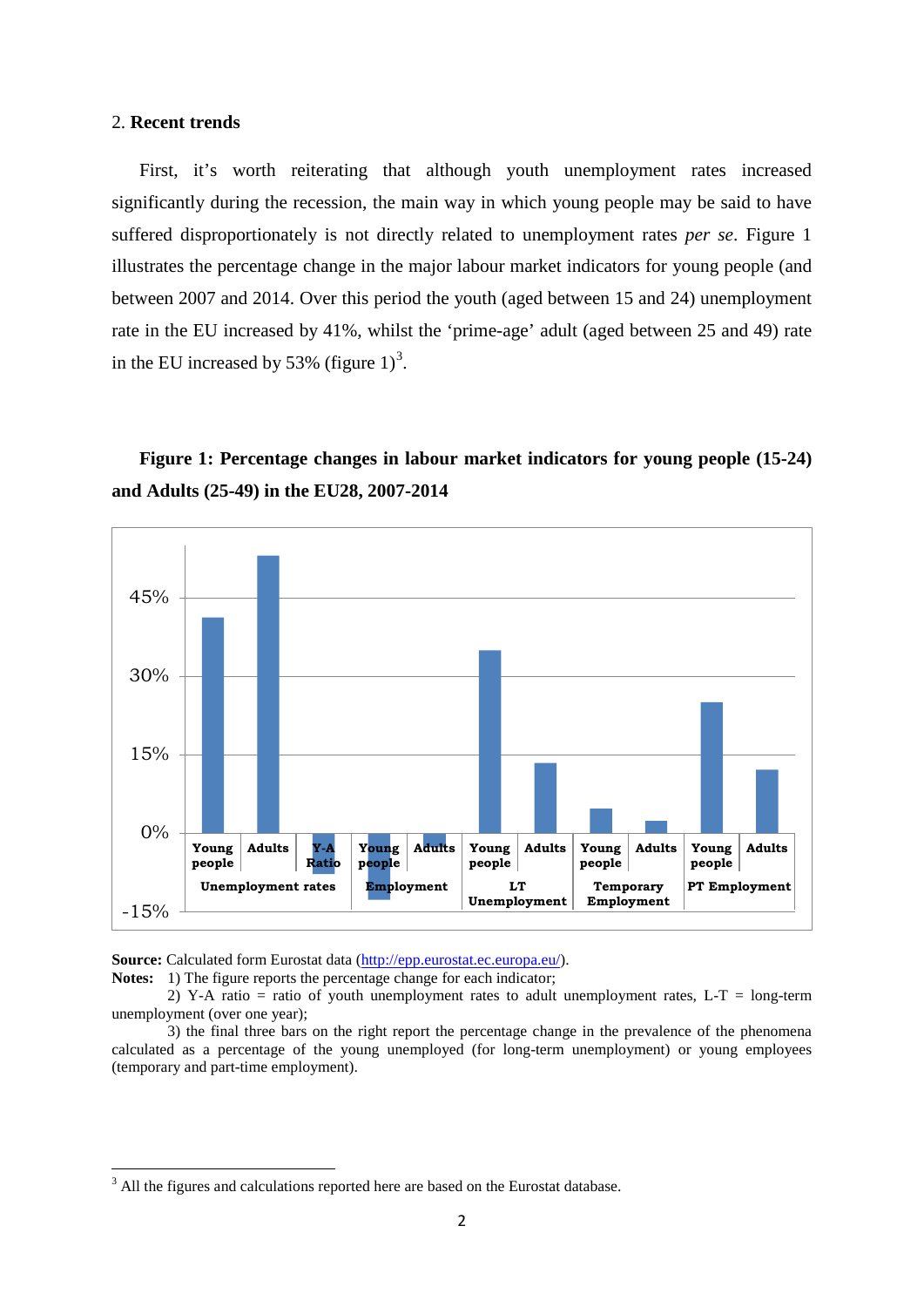2. **Recent trends**

First, it's worth reiterating that although youth unemployment rates increased significantly during the recession, the main way in which young people may be said to have suffered disproportionately is not directly related to unemployment rates *per se*. Figure 1 illustrates the percentage change in the major labour market indicators for young people (and between 2007 and 2014. Over this period the youth (aged between 15 and 24) unemployment rate in the EU increased by 41%, whilst the 'prime-age' adult (aged between 25 and 49) rate in the EU increased by 53% (figure 1)[3].

**Figure 1: Percentage changes in labour market indicators for young people (15-24) and Adults (25-49) in the EU28, 2007-2014**

**Source:** Calculated form Eurostat data (http://epp.eurostat.ec.europa.eu/).

**Notes:** 1) The figure reports the percentage change for each indicator;

2) Y-A ratio = ratio of youth unemployment rates to adult unemployment rates, L-T = long-term unemployment (over one year);

3) the final three bars on the right report the percentage change in the prevalence of the phenomena calculated as a percentage of the young unemployed (for long-term unemployment) or young employees (temporary and part-time employment).

[3] All the figures and calculations reported here are based on the Eurostat database.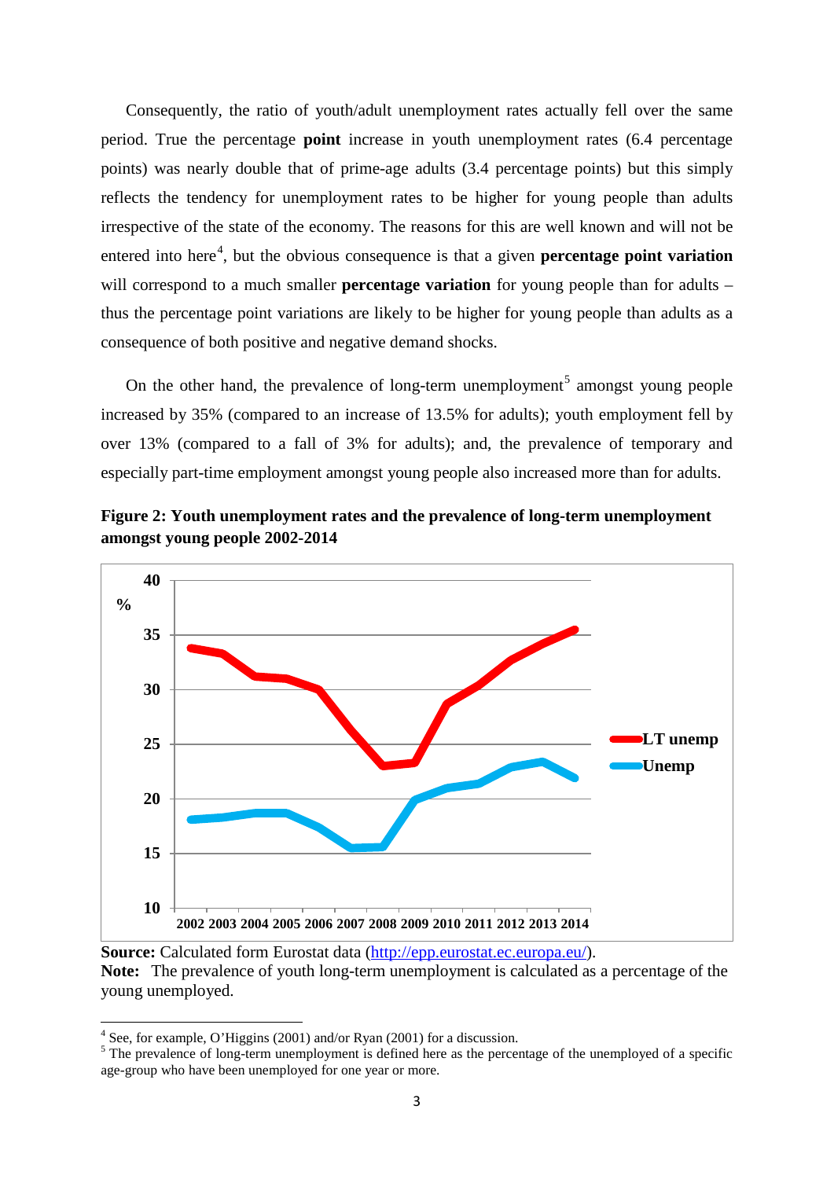Consequently, the ratio of youth/adult unemployment rates actually fell over the same period. True the percentage **point** increase in youth unemployment rates (6.4 percentage points) was nearly double that of prime-age adults (3.4 percentage points) but this simply reflects the tendency for unemployment rates to be higher for young people than adults irrespective of the state of the economy. The reasons for this are well known and will not be entered into here[4], but the obvious consequence is that a given **percentage point variation** will correspond to a much smaller **percentage variation** for young people than for adults – thus the percentage point variations are likely to be higher for young people than adults as a consequence of both positive and negative demand shocks.

On the other hand, the prevalence of long-term unemployment[5] amongst young people increased by 35% (compared to an increase of 13.5% for adults); youth employment fell by over 13% (compared to a fall of 3% for adults); and, the prevalence of temporary and especially part-time employment amongst young people also increased more than for adults.

**Figure 2: Youth unemployment rates and the prevalence of long-term unemployment amongst young people 2002-2014**

**Source:** Calculated form Eurostat data (http://epp.eurostat.ec.europa.eu/).
**Note:** The prevalence of youth long-term unemployment is calculated as a percentage of the young unemployed.

---

[4] See, for example, O'Higgins (2001) and/or Ryan (2001) for a discussion.

[5] The prevalence of long-term unemployment is defined here as the percentage of the unemployed of a specific age-group who have been unemployed for one year or more.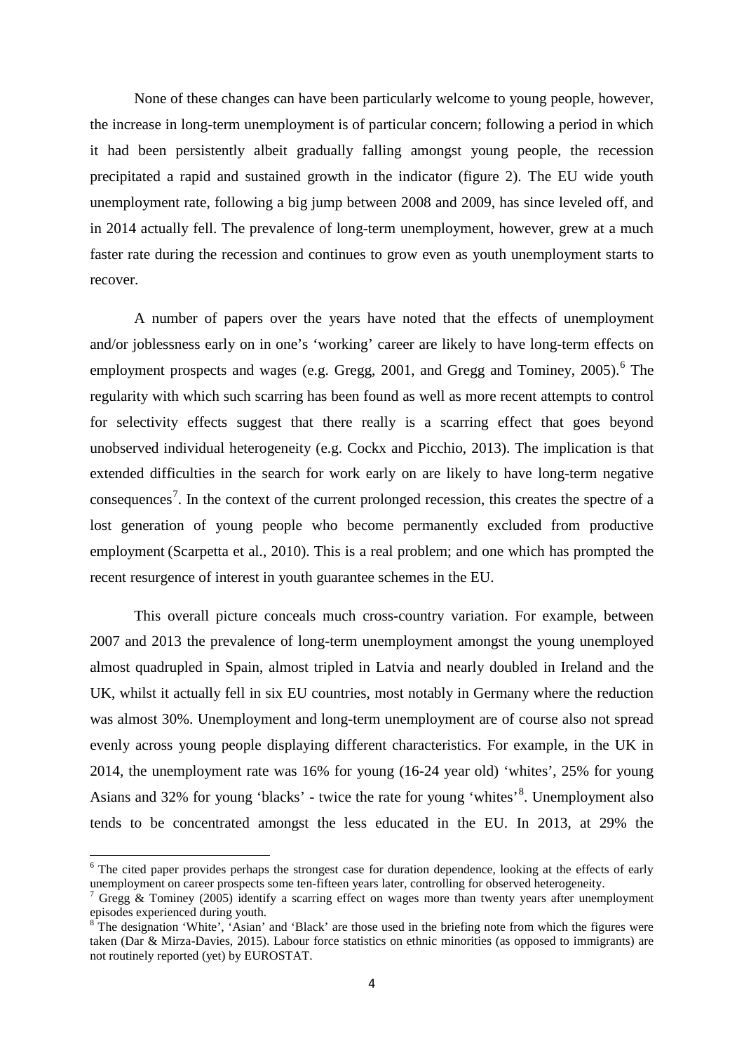None of these changes can have been particularly welcome to young people, however, the increase in long-term unemployment is of particular concern; following a period in which it had been persistently albeit gradually falling amongst young people, the recession precipitated a rapid and sustained growth in the indicator (figure 2). The EU wide youth unemployment rate, following a big jump between 2008 and 2009, has since leveled off, and in 2014 actually fell. The prevalence of long-term unemployment, however, grew at a much faster rate during the recession and continues to grow even as youth unemployment starts to recover.

A number of papers over the years have noted that the effects of unemployment and/or joblessness early on in one's 'working' career are likely to have long-term effects on employment prospects and wages (e.g. Gregg, 2001, and Gregg and Tominey, 2005).[6] The regularity with which such scarring has been found as well as more recent attempts to control for selectivity effects suggest that there really is a scarring effect that goes beyond unobserved individual heterogeneity (e.g. Cockx and Picchio, 2013). The implication is that extended difficulties in the search for work early on are likely to have long-term negative consequences[7]. In the context of the current prolonged recession, this creates the spectre of a lost generation of young people who become permanently excluded from productive employment (Scarpetta et al., 2010). This is a real problem; and one which has prompted the recent resurgence of interest in youth guarantee schemes in the EU.

This overall picture conceals much cross-country variation. For example, between 2007 and 2013 the prevalence of long-term unemployment amongst the young unemployed almost quadrupled in Spain, almost tripled in Latvia and nearly doubled in Ireland and the UK, whilst it actually fell in six EU countries, most notably in Germany where the reduction was almost 30%. Unemployment and long-term unemployment are of course also not spread evenly across young people displaying different characteristics. For example, in the UK in 2014, the unemployment rate was 16% for young (16-24 year old) 'whites', 25% for young Asians and 32% for young 'blacks' - twice the rate for young 'whites'[8]. Unemployment also tends to be concentrated amongst the less educated in the EU. In 2013, at 29% the

---

[6] The cited paper provides perhaps the strongest case for duration dependence, looking at the effects of early unemployment on career prospects some ten-fifteen years later, controlling for observed heterogeneity.

[7] Gregg & Tominey (2005) identify a scarring effect on wages more than twenty years after unemployment episodes experienced during youth.

[8] The designation 'White', 'Asian' and 'Black' are those used in the briefing note from which the figures were taken (Dar & Mirza-Davies, 2015). Labour force statistics on ethnic minorities (as opposed to immigrants) are not routinely reported (yet) by EUROSTAT.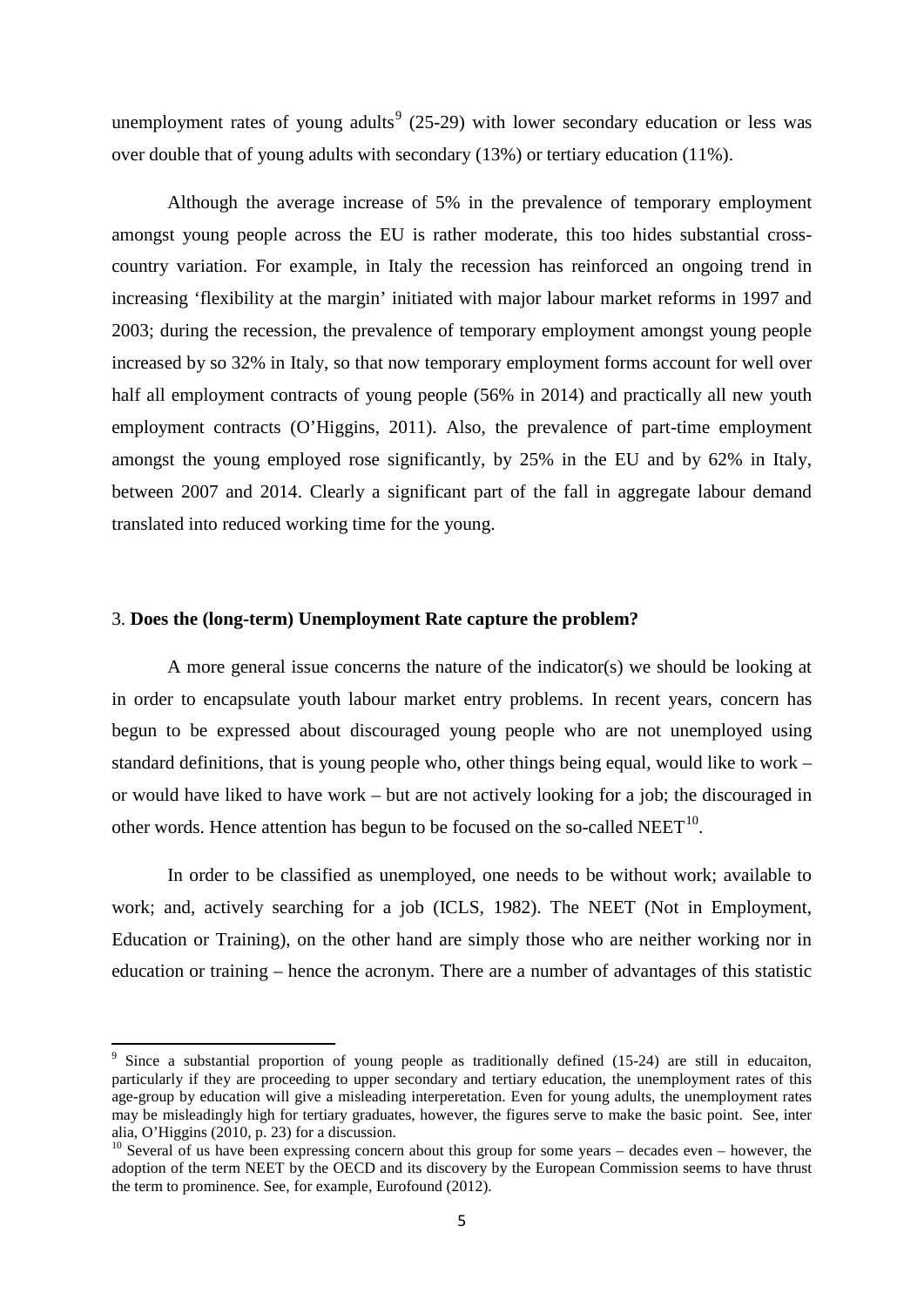unemployment rates of young adults[9] (25-29) with lower secondary education or less was over double that of young adults with secondary (13%) or tertiary education (11%).

Although the average increase of 5% in the prevalence of temporary employment amongst young people across the EU is rather moderate, this too hides substantial cross-country variation. For example, in Italy the recession has reinforced an ongoing trend in increasing 'flexibility at the margin' initiated with major labour market reforms in 1997 and 2003; during the recession, the prevalence of temporary employment amongst young people increased by so 32% in Italy, so that now temporary employment forms account for well over half all employment contracts of young people (56% in 2014) and practically all new youth employment contracts (O'Higgins, 2011). Also, the prevalence of part-time employment amongst the young employed rose significantly, by 25% in the EU and by 62% in Italy, between 2007 and 2014. Clearly a significant part of the fall in aggregate labour demand translated into reduced working time for the young.

### 3. **Does the (long-term) Unemployment Rate capture the problem?**

A more general issue concerns the nature of the indicator(s) we should be looking at in order to encapsulate youth labour market entry problems. In recent years, concern has begun to be expressed about discouraged young people who are not unemployed using standard definitions, that is young people who, other things being equal, would like to work – or would have liked to have work – but are not actively looking for a job; the discouraged in other words. Hence attention has begun to be focused on the so-called NEET[10].

In order to be classified as unemployed, one needs to be without work; available to work; and, actively searching for a job (ICLS, 1982). The NEET (Not in Employment, Education or Training), on the other hand are simply those who are neither working nor in education or training – hence the acronym. There are a number of advantages of this statistic

---

[9] Since a substantial proportion of young people as traditionally defined (15-24) are still in educaiton, particularly if they are proceeding to upper secondary and tertiary education, the unemployment rates of this age-group by education will give a misleading interperetation. Even for young adults, the unemployment rates may be misleadingly high for tertiary graduates, however, the figures serve to make the basic point. See, inter alia, O'Higgins (2010, p. 23) for a discussion.

[10] Several of us have been expressing concern about this group for some years – decades even – however, the adoption of the term NEET by the OECD and its discovery by the European Commission seems to have thrust the term to prominence. See, for example, Eurofound (2012).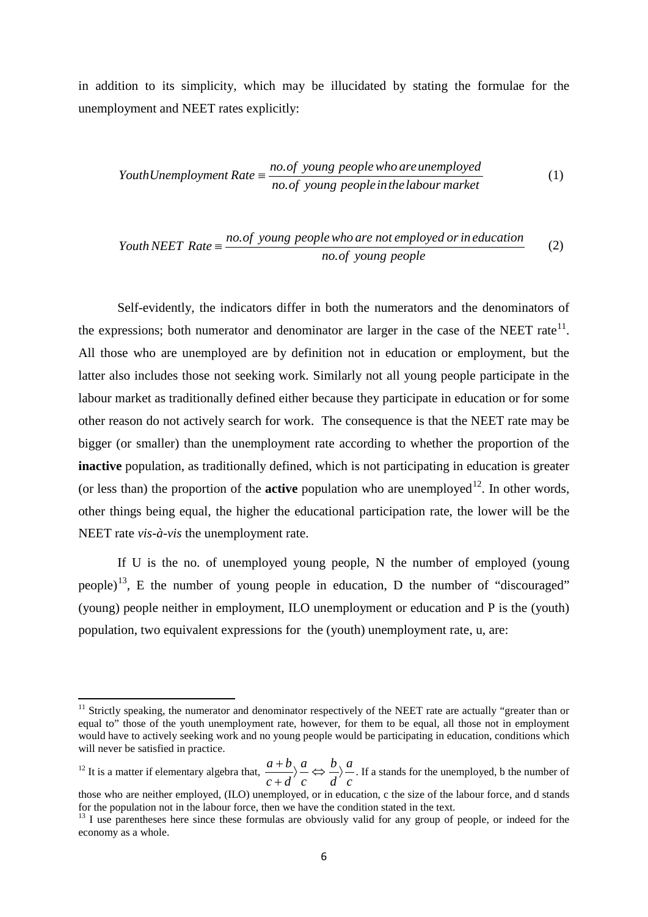in addition to its simplicity, which may be illucidated by stating the formulae for the unemployment and NEET rates explicitly:

$$Youth Unemployment\ Rate \equiv \frac{no.of\ young\ people\ who\ are\ unemployed}{no.of\ young\ people\ in\ the\ labour\ market} \tag{1}$$

$$Youth\ NEET\ Rate \equiv \frac{no.of\ young\ people\ who\ are\ not\ employed\ or\ in\ education}{no.of\ young\ people} \tag{2}$$

Self-evidently, the indicators differ in both the numerators and the denominators of the expressions; both numerator and denominator are larger in the case of the NEET rate[11]. All those who are unemployed are by definition not in education or employment, but the latter also includes those not seeking work. Similarly not all young people participate in the labour market as traditionally defined either because they participate in education or for some other reason do not actively search for work. The consequence is that the NEET rate may be bigger (or smaller) than the unemployment rate according to whether the proportion of the **inactive** population, as traditionally defined, which is not participating in education is greater (or less than) the proportion of the **active** population who are unemployed[12]. In other words, other things being equal, the higher the educational participation rate, the lower will be the NEET rate *vis-à-vis* the unemployment rate.

If U is the no. of unemployed young people, N the number of employed (young people)[13], E the number of young people in education, D the number of "discouraged" (young) people neither in employment, ILO unemployment or education and P is the (youth) population, two equivalent expressions for the (youth) unemployment rate, u, are:

---

[11] Strictly speaking, the numerator and denominator respectively of the NEET rate are actually "greater than or equal to" those of the youth unemployment rate, however, for them to be equal, all those not in employment would have to actively seeking work and no young people would be participating in education, conditions which will never be satisfied in practice.

[12] It is a matter if elementary algebra that, $\frac{a+b}{c+d} \rangle \frac{a}{c} \Leftrightarrow \frac{b}{d} \rangle \frac{a}{c}$. If a stands for the unemployed, b the number of those who are neither employed, (ILO) unemployed, or in education, c the size of the labour force, and d stands for the population not in the labour force, then we have the condition stated in the text.

[13] I use parentheses here since these formulas are obviously valid for any group of people, or indeed for the economy as a whole.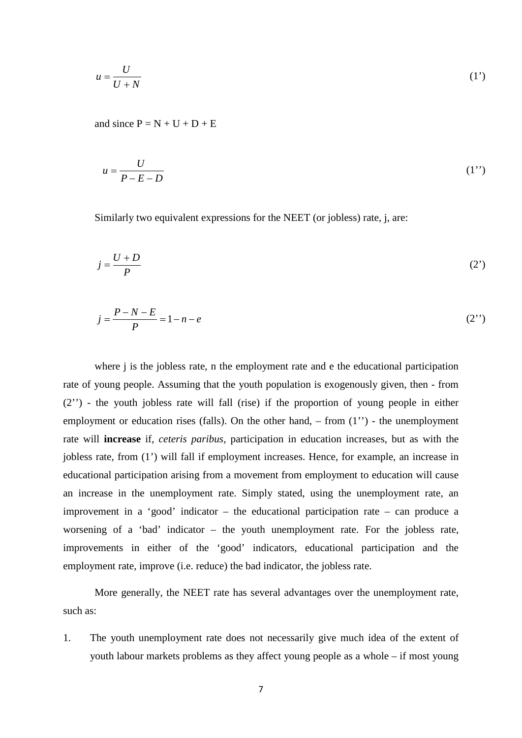$$u = \frac{U}{U + N} \tag{1'}$$

and since P = N + U + D + E

$$u = \frac{U}{P - E - D} \tag{1''}$$

Similarly two equivalent expressions for the NEET (or jobless) rate, j, are:

$$j = \frac{U + D}{P} \tag{2'}$$

$$j = \frac{P - N - E}{P} = 1 - n - e \tag{2''}$$

where j is the jobless rate, n the employment rate and e the educational participation rate of young people. Assuming that the youth population is exogenously given, then - from (2'') - the youth jobless rate will fall (rise) if the proportion of young people in either employment or education rises (falls). On the other hand, – from (1'') - the unemployment rate will **increase** if, *ceteris paribus*, participation in education increases, but as with the jobless rate, from (1') will fall if employment increases. Hence, for example, an increase in educational participation arising from a movement from employment to education will cause an increase in the unemployment rate. Simply stated, using the unemployment rate, an improvement in a 'good' indicator – the educational participation rate – can produce a worsening of a 'bad' indicator – the youth unemployment rate. For the jobless rate, improvements in either of the 'good' indicators, educational participation and the employment rate, improve (i.e. reduce) the bad indicator, the jobless rate.

More generally, the NEET rate has several advantages over the unemployment rate, such as:

1. The youth unemployment rate does not necessarily give much idea of the extent of youth labour markets problems as they affect young people as a whole – if most young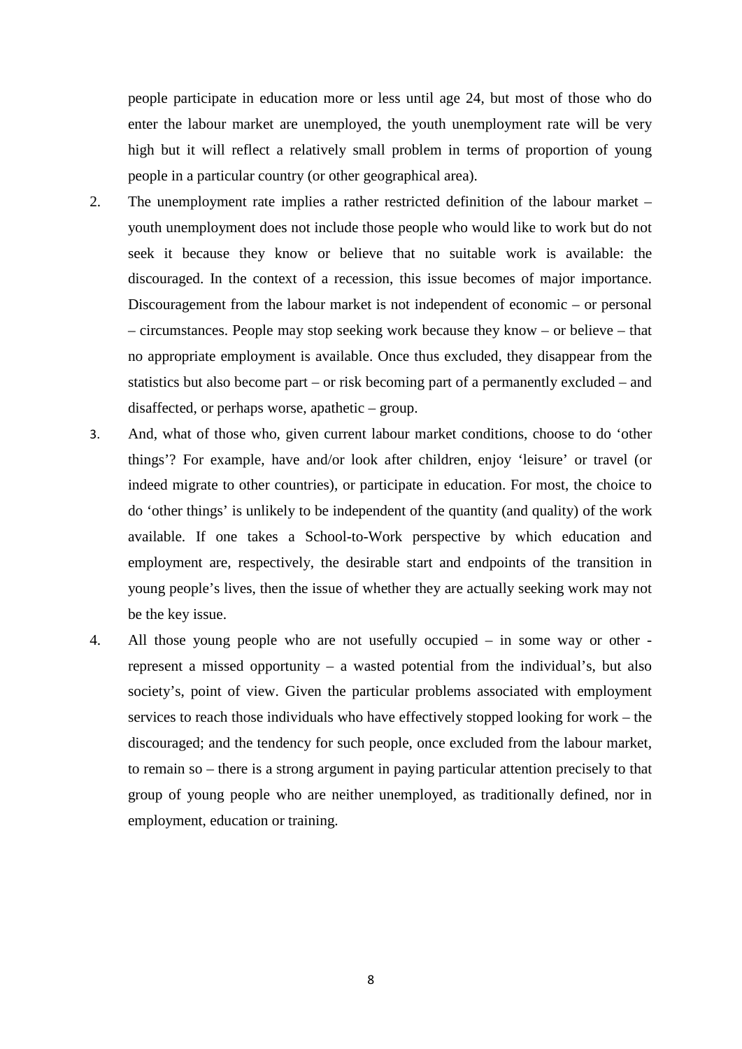people participate in education more or less until age 24, but most of those who do enter the labour market are unemployed, the youth unemployment rate will be very high but it will reflect a relatively small problem in terms of proportion of young people in a particular country (or other geographical area).

2. The unemployment rate implies a rather restricted definition of the labour market – youth unemployment does not include those people who would like to work but do not seek it because they know or believe that no suitable work is available: the discouraged. In the context of a recession, this issue becomes of major importance. Discouragement from the labour market is not independent of economic – or personal – circumstances. People may stop seeking work because they know – or believe – that no appropriate employment is available. Once thus excluded, they disappear from the statistics but also become part – or risk becoming part of a permanently excluded – and disaffected, or perhaps worse, apathetic – group.

3. And, what of those who, given current labour market conditions, choose to do 'other things'? For example, have and/or look after children, enjoy 'leisure' or travel (or indeed migrate to other countries), or participate in education. For most, the choice to do 'other things' is unlikely to be independent of the quantity (and quality) of the work available. If one takes a School-to-Work perspective by which education and employment are, respectively, the desirable start and endpoints of the transition in young people's lives, then the issue of whether they are actually seeking work may not be the key issue.

4. All those young people who are not usefully occupied – in some way or other - represent a missed opportunity – a wasted potential from the individual's, but also society's, point of view. Given the particular problems associated with employment services to reach those individuals who have effectively stopped looking for work – the discouraged; and the tendency for such people, once excluded from the labour market, to remain so – there is a strong argument in paying particular attention precisely to that group of young people who are neither unemployed, as traditionally defined, nor in employment, education or training.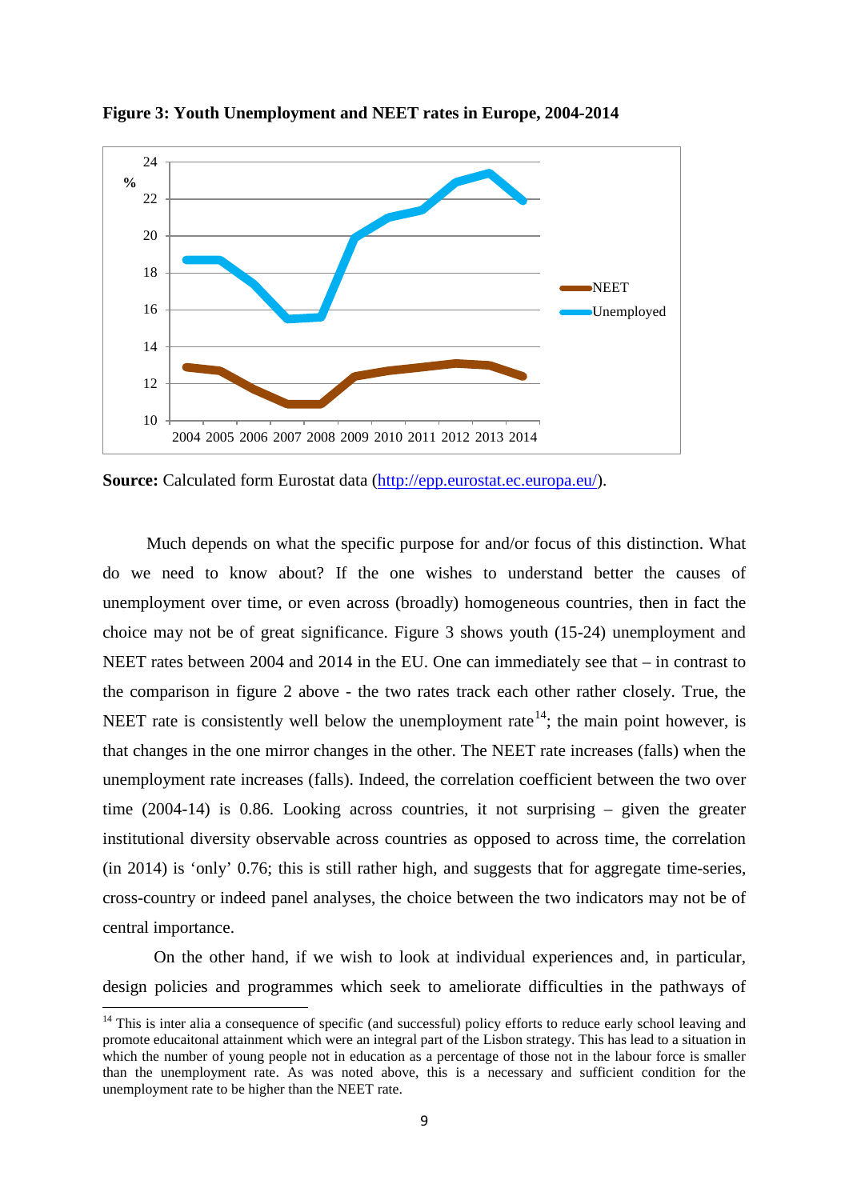**Figure 3: Youth Unemployment and NEET rates in Europe, 2004-2014**

**Source:** Calculated form Eurostat data (http://epp.eurostat.ec.europa.eu/).

Much depends on what the specific purpose for and/or focus of this distinction. What do we need to know about? If the one wishes to understand better the causes of unemployment over time, or even across (broadly) homogeneous countries, then in fact the choice may not be of great significance. Figure 3 shows youth (15-24) unemployment and NEET rates between 2004 and 2014 in the EU. One can immediately see that – in contrast to the comparison in figure 2 above - the two rates track each other rather closely. True, the NEET rate is consistently well below the unemployment rate[14]; the main point however, is that changes in the one mirror changes in the other. The NEET rate increases (falls) when the unemployment rate increases (falls). Indeed, the correlation coefficient between the two over time (2004-14) is 0.86. Looking across countries, it not surprising – given the greater institutional diversity observable across countries as opposed to across time, the correlation (in 2014) is 'only' 0.76; this is still rather high, and suggests that for aggregate time-series, cross-country or indeed panel analyses, the choice between the two indicators may not be of central importance.

On the other hand, if we wish to look at individual experiences and, in particular, design policies and programmes which seek to ameliorate difficulties in the pathways of

[14] This is inter alia a consequence of specific (and successful) policy efforts to reduce early school leaving and promote educaitonal attainment which were an integral part of the Lisbon strategy. This has lead to a situation in which the number of young people not in education as a percentage of those not in the labour force is smaller than the unemployment rate. As was noted above, this is a necessary and sufficient condition for the unemployment rate to be higher than the NEET rate.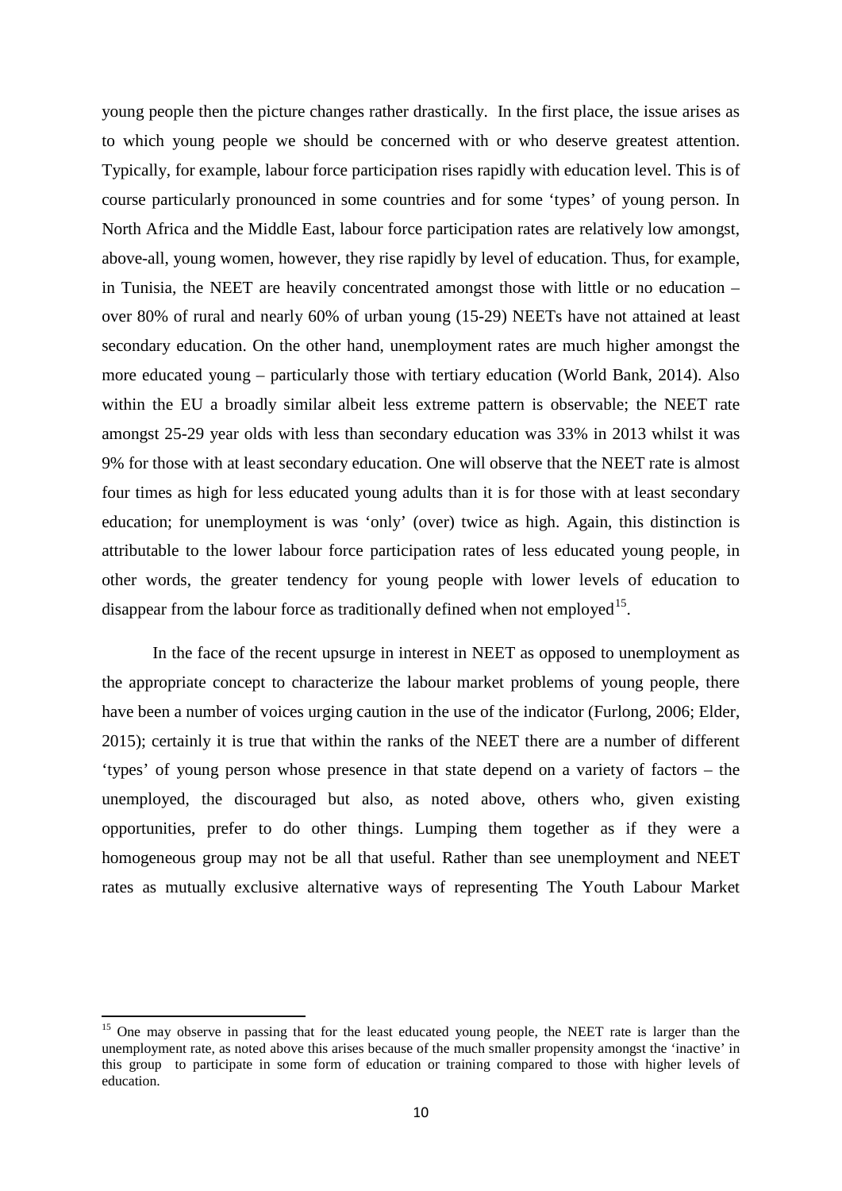young people then the picture changes rather drastically. In the first place, the issue arises as to which young people we should be concerned with or who deserve greatest attention. Typically, for example, labour force participation rises rapidly with education level. This is of course particularly pronounced in some countries and for some 'types' of young person. In North Africa and the Middle East, labour force participation rates are relatively low amongst, above-all, young women, however, they rise rapidly by level of education. Thus, for example, in Tunisia, the NEET are heavily concentrated amongst those with little or no education – over 80% of rural and nearly 60% of urban young (15-29) NEETs have not attained at least secondary education. On the other hand, unemployment rates are much higher amongst the more educated young – particularly those with tertiary education (World Bank, 2014). Also within the EU a broadly similar albeit less extreme pattern is observable; the NEET rate amongst 25-29 year olds with less than secondary education was 33% in 2013 whilst it was 9% for those with at least secondary education. One will observe that the NEET rate is almost four times as high for less educated young adults than it is for those with at least secondary education; for unemployment is was 'only' (over) twice as high. Again, this distinction is attributable to the lower labour force participation rates of less educated young people, in other words, the greater tendency for young people with lower levels of education to disappear from the labour force as traditionally defined when not employed[15].

In the face of the recent upsurge in interest in NEET as opposed to unemployment as the appropriate concept to characterize the labour market problems of young people, there have been a number of voices urging caution in the use of the indicator (Furlong, 2006; Elder, 2015); certainly it is true that within the ranks of the NEET there are a number of different 'types' of young person whose presence in that state depend on a variety of factors – the unemployed, the discouraged but also, as noted above, others who, given existing opportunities, prefer to do other things. Lumping them together as if they were a homogeneous group may not be all that useful. Rather than see unemployment and NEET rates as mutually exclusive alternative ways of representing The Youth Labour Market

---

[15] One may observe in passing that for the least educated young people, the NEET rate is larger than the unemployment rate, as noted above this arises because of the much smaller propensity amongst the 'inactive' in this group to participate in some form of education or training compared to those with higher levels of education.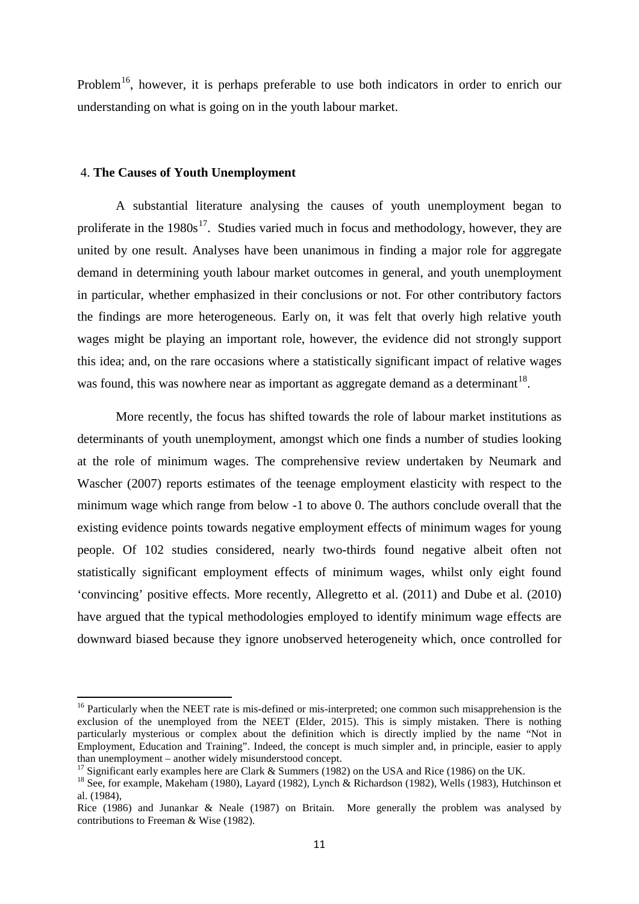Problem[16], however, it is perhaps preferable to use both indicators in order to enrich our understanding on what is going on in the youth labour market.

## 4. **The Causes of Youth Unemployment**

A substantial literature analysing the causes of youth unemployment began to proliferate in the 1980s[17]. Studies varied much in focus and methodology, however, they are united by one result. Analyses have been unanimous in finding a major role for aggregate demand in determining youth labour market outcomes in general, and youth unemployment in particular, whether emphasized in their conclusions or not. For other contributory factors the findings are more heterogeneous. Early on, it was felt that overly high relative youth wages might be playing an important role, however, the evidence did not strongly support this idea; and, on the rare occasions where a statistically significant impact of relative wages was found, this was nowhere near as important as aggregate demand as a determinant[18].

More recently, the focus has shifted towards the role of labour market institutions as determinants of youth unemployment, amongst which one finds a number of studies looking at the role of minimum wages. The comprehensive review undertaken by Neumark and Wascher (2007) reports estimates of the teenage employment elasticity with respect to the minimum wage which range from below -1 to above 0. The authors conclude overall that the existing evidence points towards negative employment effects of minimum wages for young people. Of 102 studies considered, nearly two-thirds found negative albeit often not statistically significant employment effects of minimum wages, whilst only eight found 'convincing' positive effects. More recently, Allegretto et al. (2011) and Dube et al. (2010) have argued that the typical methodologies employed to identify minimum wage effects are downward biased because they ignore unobserved heterogeneity which, once controlled for

---

[16] Particularly when the NEET rate is mis-defined or mis-interpreted; one common such misapprehension is the exclusion of the unemployed from the NEET (Elder, 2015). This is simply mistaken. There is nothing particularly mysterious or complex about the definition which is directly implied by the name "Not in Employment, Education and Training". Indeed, the concept is much simpler and, in principle, easier to apply than unemployment – another widely misunderstood concept.

[17] Significant early examples here are Clark & Summers (1982) on the USA and Rice (1986) on the UK.

[18] See, for example, Makeham (1980), Layard (1982), Lynch & Richardson (1982), Wells (1983), Hutchinson et al. (1984), Rice (1986) and Junankar & Neale (1987) on Britain. More generally the problem was analysed by contributions to Freeman & Wise (1982).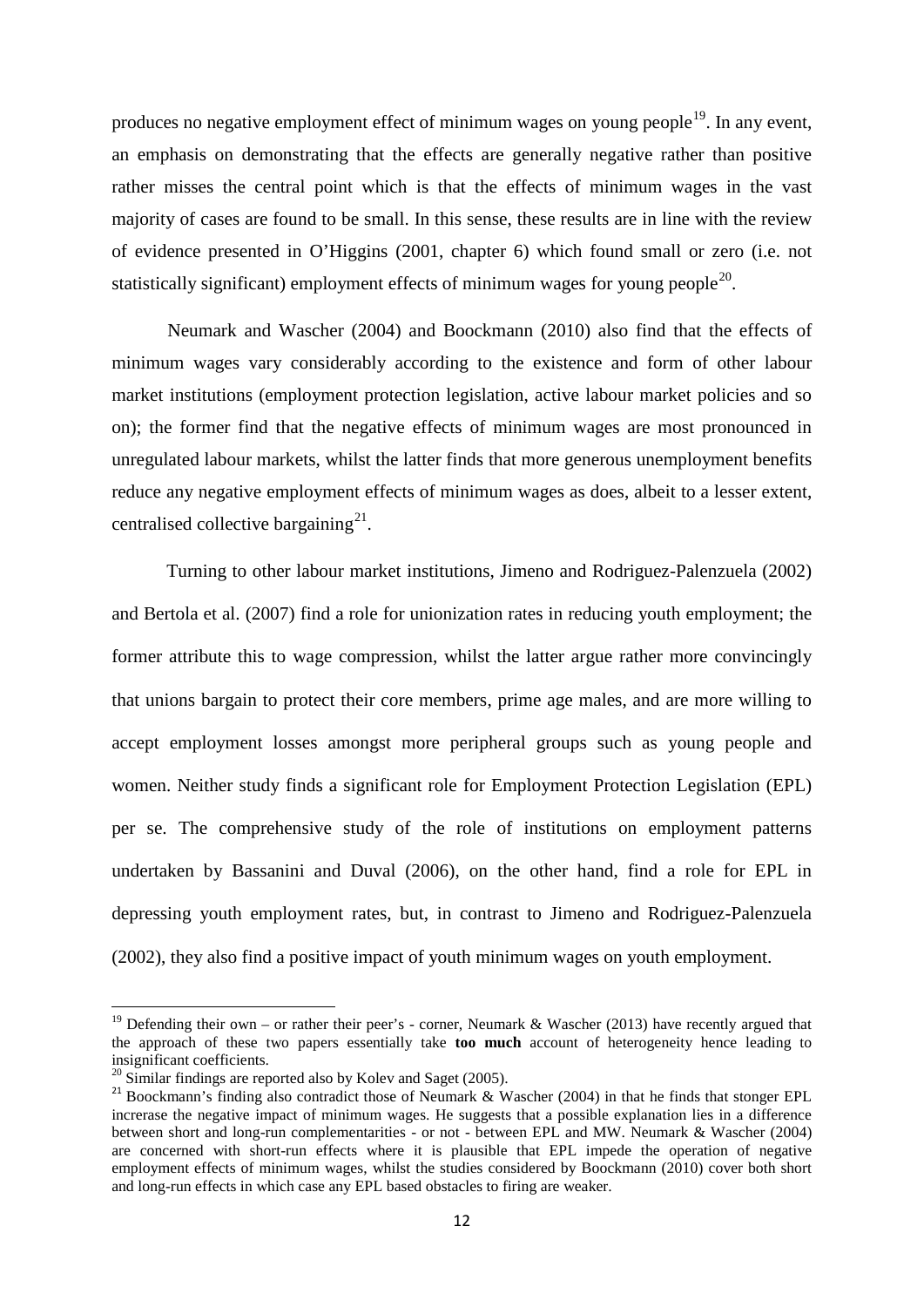produces no negative employment effect of minimum wages on young people[19]. In any event, an emphasis on demonstrating that the effects are generally negative rather than positive rather misses the central point which is that the effects of minimum wages in the vast majority of cases are found to be small. In this sense, these results are in line with the review of evidence presented in O'Higgins (2001, chapter 6) which found small or zero (i.e. not statistically significant) employment effects of minimum wages for young people[20].

Neumark and Wascher (2004) and Boockmann (2010) also find that the effects of minimum wages vary considerably according to the existence and form of other labour market institutions (employment protection legislation, active labour market policies and so on); the former find that the negative effects of minimum wages are most pronounced in unregulated labour markets, whilst the latter finds that more generous unemployment benefits reduce any negative employment effects of minimum wages as does, albeit to a lesser extent, centralised collective bargaining[21].

Turning to other labour market institutions, Jimeno and Rodriguez-Palenzuela (2002) and Bertola et al. (2007) find a role for unionization rates in reducing youth employment; the former attribute this to wage compression, whilst the latter argue rather more convincingly that unions bargain to protect their core members, prime age males, and are more willing to accept employment losses amongst more peripheral groups such as young people and women. Neither study finds a significant role for Employment Protection Legislation (EPL) per se. The comprehensive study of the role of institutions on employment patterns undertaken by Bassanini and Duval (2006), on the other hand, find a role for EPL in depressing youth employment rates, but, in contrast to Jimeno and Rodriguez-Palenzuela (2002), they also find a positive impact of youth minimum wages on youth employment.

---

[19] Defending their own – or rather their peer's - corner, Neumark & Wascher (2013) have recently argued that the approach of these two papers essentially take **too much** account of heterogeneity hence leading to insignificant coefficients.

[20] Similar findings are reported also by Kolev and Saget (2005).

[21] Boockmann's finding also contradict those of Neumark & Wascher (2004) in that he finds that stonger EPL increrase the negative impact of minimum wages. He suggests that a possible explanation lies in a difference between short and long-run complementarities - or not - between EPL and MW. Neumark & Wascher (2004) are concerned with short-run effects where it is plausible that EPL impede the operation of negative employment effects of minimum wages, whilst the studies considered by Boockmann (2010) cover both short and long-run effects in which case any EPL based obstacles to firing are weaker.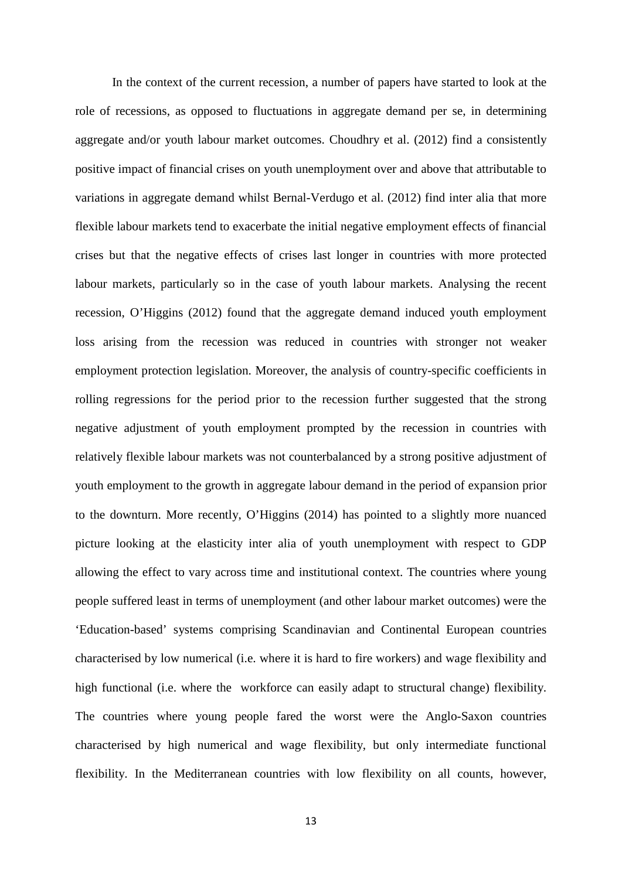In the context of the current recession, a number of papers have started to look at the role of recessions, as opposed to fluctuations in aggregate demand per se, in determining aggregate and/or youth labour market outcomes. Choudhry et al. (2012) find a consistently positive impact of financial crises on youth unemployment over and above that attributable to variations in aggregate demand whilst Bernal-Verdugo et al. (2012) find inter alia that more flexible labour markets tend to exacerbate the initial negative employment effects of financial crises but that the negative effects of crises last longer in countries with more protected labour markets, particularly so in the case of youth labour markets. Analysing the recent recession, O'Higgins (2012) found that the aggregate demand induced youth employment loss arising from the recession was reduced in countries with stronger not weaker employment protection legislation. Moreover, the analysis of country-specific coefficients in rolling regressions for the period prior to the recession further suggested that the strong negative adjustment of youth employment prompted by the recession in countries with relatively flexible labour markets was not counterbalanced by a strong positive adjustment of youth employment to the growth in aggregate labour demand in the period of expansion prior to the downturn. More recently, O'Higgins (2014) has pointed to a slightly more nuanced picture looking at the elasticity inter alia of youth unemployment with respect to GDP allowing the effect to vary across time and institutional context. The countries where young people suffered least in terms of unemployment (and other labour market outcomes) were the 'Education-based' systems comprising Scandinavian and Continental European countries characterised by low numerical (i.e. where it is hard to fire workers) and wage flexibility and high functional (i.e. where the workforce can easily adapt to structural change) flexibility. The countries where young people fared the worst were the Anglo-Saxon countries characterised by high numerical and wage flexibility, but only intermediate functional flexibility. In the Mediterranean countries with low flexibility on all counts, however,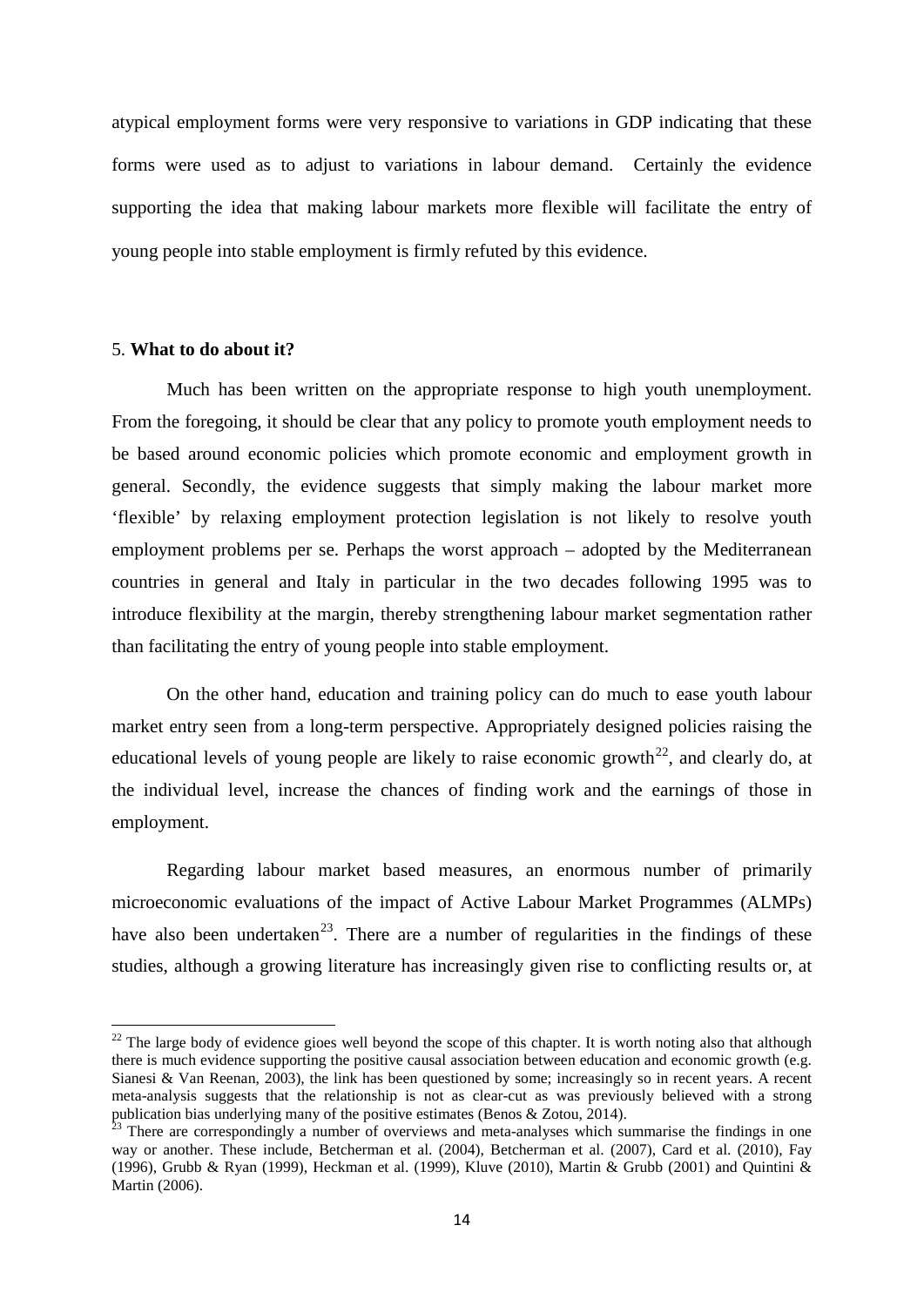atypical employment forms were very responsive to variations in GDP indicating that these forms were used as to adjust to variations in labour demand. Certainly the evidence supporting the idea that making labour markets more flexible will facilitate the entry of young people into stable employment is firmly refuted by this evidence.

## 5. **What to do about it?**

Much has been written on the appropriate response to high youth unemployment. From the foregoing, it should be clear that any policy to promote youth employment needs to be based around economic policies which promote economic and employment growth in general. Secondly, the evidence suggests that simply making the labour market more 'flexible' by relaxing employment protection legislation is not likely to resolve youth employment problems per se. Perhaps the worst approach – adopted by the Mediterranean countries in general and Italy in particular in the two decades following 1995 was to introduce flexibility at the margin, thereby strengthening labour market segmentation rather than facilitating the entry of young people into stable employment.

On the other hand, education and training policy can do much to ease youth labour market entry seen from a long-term perspective. Appropriately designed policies raising the educational levels of young people are likely to raise economic growth[22], and clearly do, at the individual level, increase the chances of finding work and the earnings of those in employment.

Regarding labour market based measures, an enormous number of primarily microeconomic evaluations of the impact of Active Labour Market Programmes (ALMPs) have also been undertaken[23]. There are a number of regularities in the findings of these studies, although a growing literature has increasingly given rise to conflicting results or, at

---

[22] The large body of evidence gioes well beyond the scope of this chapter. It is worth noting also that although there is much evidence supporting the positive causal association between education and economic growth (e.g. Sianesi & Van Reenan, 2003), the link has been questioned by some; increasingly so in recent years. A recent meta-analysis suggests that the relationship is not as clear-cut as was previously believed with a strong publication bias underlying many of the positive estimates (Benos & Zotou, 2014).

[23] There are correspondingly a number of overviews and meta-analyses which summarise the findings in one way or another. These include, Betcherman et al. (2004), Betcherman et al. (2007), Card et al. (2010), Fay (1996), Grubb & Ryan (1999), Heckman et al. (1999), Kluve (2010), Martin & Grubb (2001) and Quintini & Martin (2006).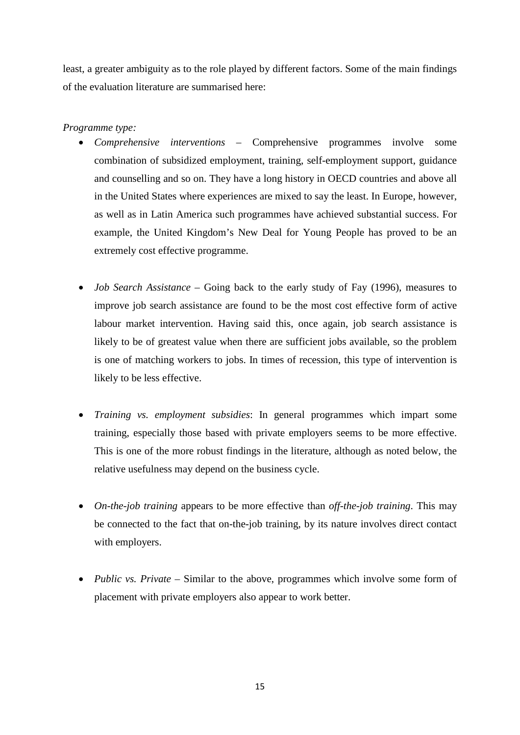least, a greater ambiguity as to the role played by different factors. Some of the main findings of the evaluation literature are summarised here:

*Programme type:*

- *Comprehensive interventions* – Comprehensive programmes involve some combination of subsidized employment, training, self-employment support, guidance and counselling and so on. They have a long history in OECD countries and above all in the United States where experiences are mixed to say the least. In Europe, however, as well as in Latin America such programmes have achieved substantial success. For example, the United Kingdom's New Deal for Young People has proved to be an extremely cost effective programme.

- *Job Search Assistance* – Going back to the early study of Fay (1996), measures to improve job search assistance are found to be the most cost effective form of active labour market intervention. Having said this, once again, job search assistance is likely to be of greatest value when there are sufficient jobs available, so the problem is one of matching workers to jobs. In times of recession, this type of intervention is likely to be less effective.

- *Training vs. employment subsidies*: In general programmes which impart some training, especially those based with private employers seems to be more effective. This is one of the more robust findings in the literature, although as noted below, the relative usefulness may depend on the business cycle.

- *On-the-job training* appears to be more effective than *off-the-job training*. This may be connected to the fact that on-the-job training, by its nature involves direct contact with employers.

- *Public vs. Private* – Similar to the above, programmes which involve some form of placement with private employers also appear to work better.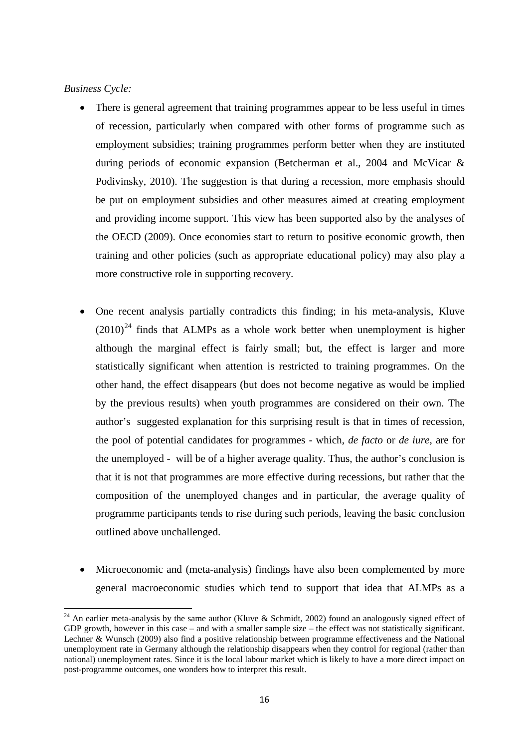*Business Cycle:*

- There is general agreement that training programmes appear to be less useful in times of recession, particularly when compared with other forms of programme such as employment subsidies; training programmes perform better when they are instituted during periods of economic expansion (Betcherman et al., 2004 and McVicar & Podivinsky, 2010). The suggestion is that during a recession, more emphasis should be put on employment subsidies and other measures aimed at creating employment and providing income support. This view has been supported also by the analyses of the OECD (2009). Once economies start to return to positive economic growth, then training and other policies (such as appropriate educational policy) may also play a more constructive role in supporting recovery.

- One recent analysis partially contradicts this finding; in his meta-analysis, Kluve (2010)[24] finds that ALMPs as a whole work better when unemployment is higher although the marginal effect is fairly small; but, the effect is larger and more statistically significant when attention is restricted to training programmes. On the other hand, the effect disappears (but does not become negative as would be implied by the previous results) when youth programmes are considered on their own. The author's suggested explanation for this surprising result is that in times of recession, the pool of potential candidates for programmes - which, *de facto* or *de iure*, are for the unemployed - will be of a higher average quality. Thus, the author's conclusion is that it is not that programmes are more effective during recessions, but rather that the composition of the unemployed changes and in particular, the average quality of programme participants tends to rise during such periods, leaving the basic conclusion outlined above unchallenged.

- Microeconomic and (meta-analysis) findings have also been complemented by more general macroeconomic studies which tend to support that idea that ALMPs as a

[24] An earlier meta-analysis by the same author (Kluve & Schmidt, 2002) found an analogously signed effect of GDP growth, however in this case – and with a smaller sample size – the effect was not statistically significant. Lechner & Wunsch (2009) also find a positive relationship between programme effectiveness and the National unemployment rate in Germany although the relationship disappears when they control for regional (rather than national) unemployment rates. Since it is the local labour market which is likely to have a more direct impact on post-programme outcomes, one wonders how to interpret this result.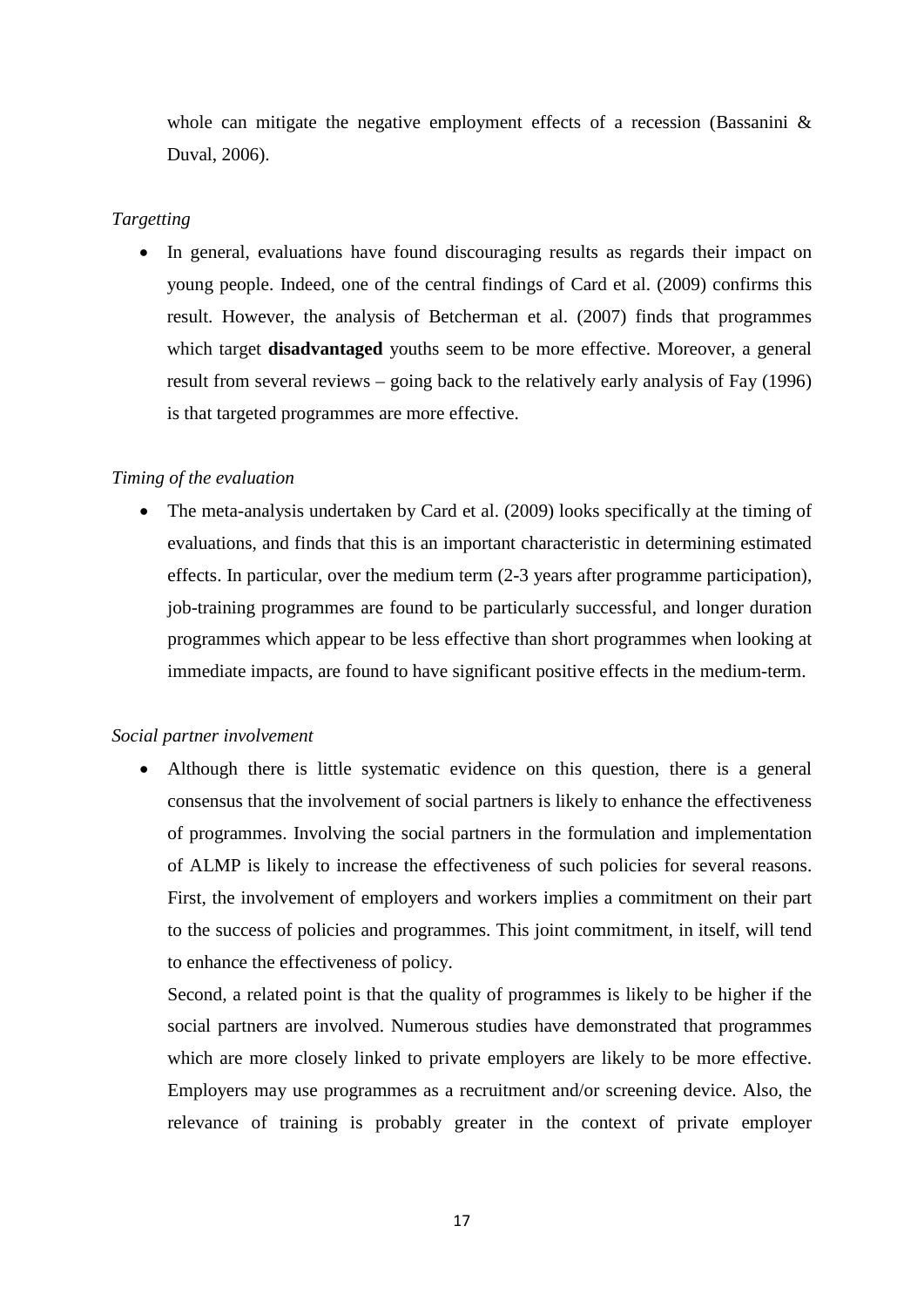whole can mitigate the negative employment effects of a recession (Bassanini & Duval, 2006).

*Targetting*

- In general, evaluations have found discouraging results as regards their impact on young people. Indeed, one of the central findings of Card et al. (2009) confirms this result. However, the analysis of Betcherman et al. (2007) finds that programmes which target **disadvantaged** youths seem to be more effective. Moreover, a general result from several reviews – going back to the relatively early analysis of Fay (1996) is that targeted programmes are more effective.

*Timing of the evaluation*

- The meta-analysis undertaken by Card et al. (2009) looks specifically at the timing of evaluations, and finds that this is an important characteristic in determining estimated effects. In particular, over the medium term (2-3 years after programme participation), job-training programmes are found to be particularly successful, and longer duration programmes which appear to be less effective than short programmes when looking at immediate impacts, are found to have significant positive effects in the medium-term.

*Social partner involvement*

- Although there is little systematic evidence on this question, there is a general consensus that the involvement of social partners is likely to enhance the effectiveness of programmes. Involving the social partners in the formulation and implementation of ALMP is likely to increase the effectiveness of such policies for several reasons. First, the involvement of employers and workers implies a commitment on their part to the success of policies and programmes. This joint commitment, in itself, will tend to enhance the effectiveness of policy.

  Second, a related point is that the quality of programmes is likely to be higher if the social partners are involved. Numerous studies have demonstrated that programmes which are more closely linked to private employers are likely to be more effective. Employers may use programmes as a recruitment and/or screening device. Also, the relevance of training is probably greater in the context of private employer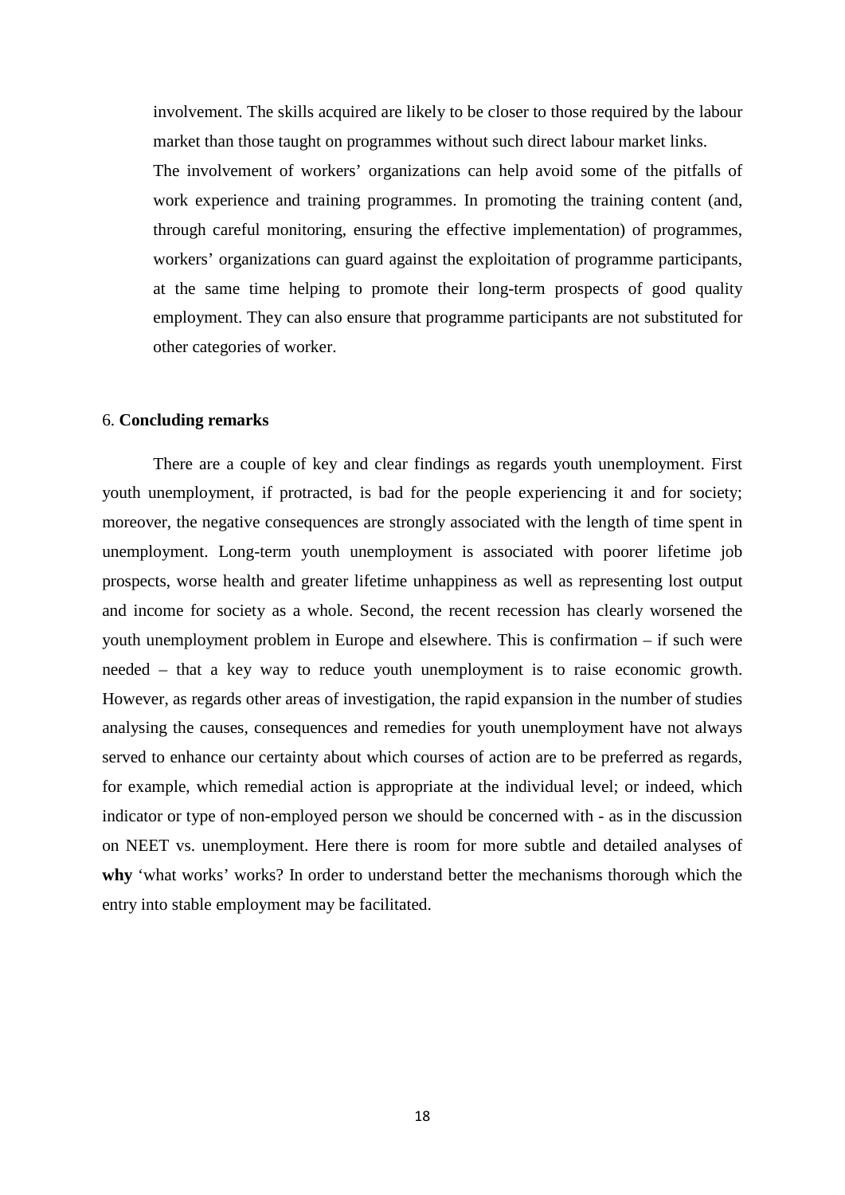involvement. The skills acquired are likely to be closer to those required by the labour market than those taught on programmes without such direct labour market links.

The involvement of workers' organizations can help avoid some of the pitfalls of work experience and training programmes. In promoting the training content (and, through careful monitoring, ensuring the effective implementation) of programmes, workers' organizations can guard against the exploitation of programme participants, at the same time helping to promote their long-term prospects of good quality employment. They can also ensure that programme participants are not substituted for other categories of worker.

## 6. **Concluding remarks**

There are a couple of key and clear findings as regards youth unemployment. First youth unemployment, if protracted, is bad for the people experiencing it and for society; moreover, the negative consequences are strongly associated with the length of time spent in unemployment. Long-term youth unemployment is associated with poorer lifetime job prospects, worse health and greater lifetime unhappiness as well as representing lost output and income for society as a whole. Second, the recent recession has clearly worsened the youth unemployment problem in Europe and elsewhere. This is confirmation – if such were needed – that a key way to reduce youth unemployment is to raise economic growth. However, as regards other areas of investigation, the rapid expansion in the number of studies analysing the causes, consequences and remedies for youth unemployment have not always served to enhance our certainty about which courses of action are to be preferred as regards, for example, which remedial action is appropriate at the individual level; or indeed, which indicator or type of non-employed person we should be concerned with - as in the discussion on NEET vs. unemployment. Here there is room for more subtle and detailed analyses of **why** 'what works' works? In order to understand better the mechanisms thorough which the entry into stable employment may be facilitated.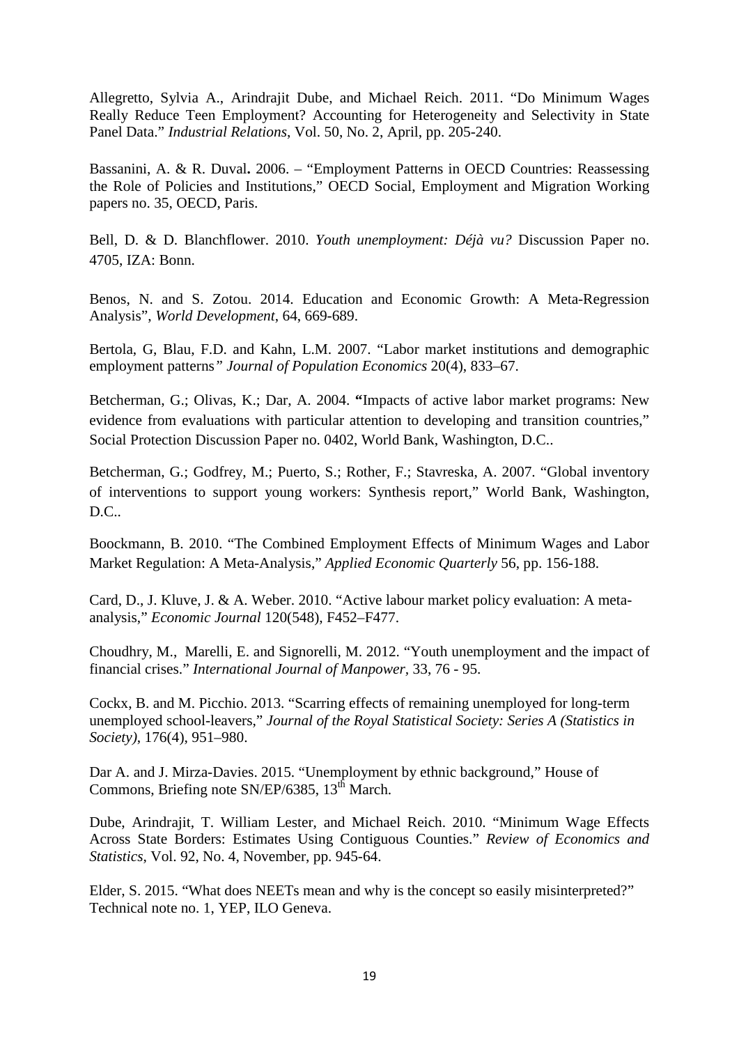Allegretto, Sylvia A., Arindrajit Dube, and Michael Reich. 2011. "Do Minimum Wages Really Reduce Teen Employment? Accounting for Heterogeneity and Selectivity in State Panel Data." *Industrial Relations*, Vol. 50, No. 2, April, pp. 205-240.

Bassanini, A. & R. Duval**.** 2006. – "Employment Patterns in OECD Countries: Reassessing the Role of Policies and Institutions," OECD Social, Employment and Migration Working papers no. 35, OECD, Paris.

Bell, D. & D. Blanchflower. 2010. *Youth unemployment: Déjà vu?* Discussion Paper no. 4705, IZA: Bonn.

Benos, N. and S. Zotou. 2014. Education and Economic Growth: A Meta-Regression Analysis", *World Development*, 64, 669-689.

Bertola, G, Blau, F.D. and Kahn, L.M. 2007. "Labor market institutions and demographic employment patterns*" Journal of Population Economics* 20(4), 833–67.

Betcherman, G.; Olivas, K.; Dar, A. 2004. **"**Impacts of active labor market programs: New evidence from evaluations with particular attention to developing and transition countries," Social Protection Discussion Paper no. 0402, World Bank, Washington, D.C..

Betcherman, G.; Godfrey, M.; Puerto, S.; Rother, F.; Stavreska, A. 2007. "Global inventory of interventions to support young workers: Synthesis report," World Bank, Washington, D.C..

Boockmann, B. 2010. "The Combined Employment Effects of Minimum Wages and Labor Market Regulation: A Meta-Analysis," *Applied Economic Quarterly* 56, pp. 156-188.

Card, D., J. Kluve, J. & A. Weber. 2010. "Active labour market policy evaluation: A meta-analysis," *Economic Journal* 120(548), F452–F477.

Choudhry, M., Marelli, E. and Signorelli, M. 2012. "Youth unemployment and the impact of financial crises." *International Journal of Manpower*, 33, 76 - 95.

Cockx, B. and M. Picchio. 2013. "Scarring effects of remaining unemployed for long-term unemployed school-leavers," *Journal of the Royal Statistical Society: Series A (Statistics in Society)*, 176(4), 951–980.

Dar A. and J. Mirza-Davies. 2015. "Unemployment by ethnic background," House of Commons, Briefing note SN/EP/6385, 13th March.

Dube, Arindrajit, T. William Lester, and Michael Reich. 2010. "Minimum Wage Effects Across State Borders: Estimates Using Contiguous Counties." *Review of Economics and Statistics*, Vol. 92, No. 4, November, pp. 945-64.

Elder, S. 2015. "What does NEETs mean and why is the concept so easily misinterpreted?" Technical note no. 1, YEP, ILO Geneva.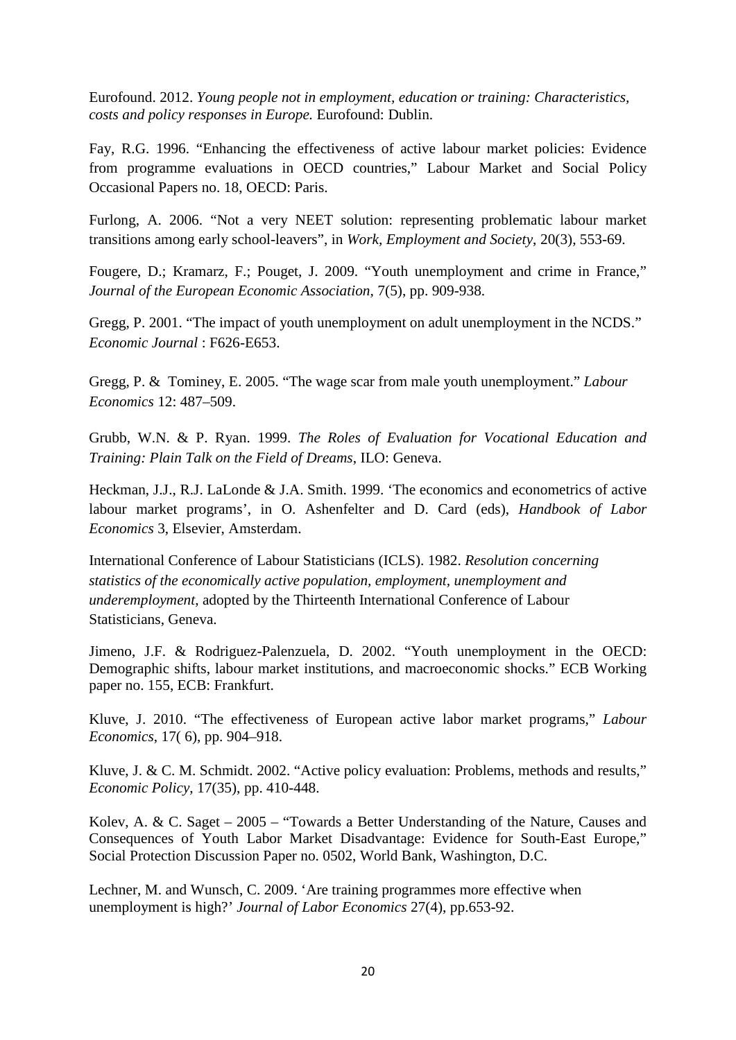Eurofound. 2012. *Young people not in employment, education or training: Characteristics, costs and policy responses in Europe.* Eurofound: Dublin.

Fay, R.G. 1996. "Enhancing the effectiveness of active labour market policies: Evidence from programme evaluations in OECD countries," Labour Market and Social Policy Occasional Papers no. 18, OECD: Paris.

Furlong, A. 2006. "Not a very NEET solution: representing problematic labour market transitions among early school-leavers", in *Work, Employment and Society*, 20(3), 553-69.

Fougere, D.; Kramarz, F.; Pouget, J. 2009. "Youth unemployment and crime in France," *Journal of the European Economic Association*, 7(5), pp. 909-938.

Gregg, P. 2001. "The impact of youth unemployment on adult unemployment in the NCDS." *Economic Journal* : F626-E653.

Gregg, P. & Tominey, E. 2005. "The wage scar from male youth unemployment." *Labour Economics* 12: 487–509.

Grubb, W.N. & P. Ryan. 1999. *The Roles of Evaluation for Vocational Education and Training: Plain Talk on the Field of Dreams*, ILO: Geneva.

Heckman, J.J., R.J. LaLonde & J.A. Smith. 1999. 'The economics and econometrics of active labour market programs', in O. Ashenfelter and D. Card (eds), *Handbook of Labor Economics* 3, Elsevier, Amsterdam.

International Conference of Labour Statisticians (ICLS). 1982. *Resolution concerning statistics of the economically active population, employment, unemployment and underemployment*, adopted by the Thirteenth International Conference of Labour Statisticians, Geneva.

Jimeno, J.F. & Rodriguez-Palenzuela, D. 2002. "Youth unemployment in the OECD: Demographic shifts, labour market institutions, and macroeconomic shocks." ECB Working paper no. 155, ECB: Frankfurt.

Kluve, J. 2010. "The effectiveness of European active labor market programs," *Labour Economics*, 17( 6), pp. 904–918.

Kluve, J. & C. M. Schmidt. 2002. "Active policy evaluation: Problems, methods and results," *Economic Policy*, 17(35), pp. 410-448.

Kolev, A. & C. Saget – 2005 – "Towards a Better Understanding of the Nature, Causes and Consequences of Youth Labor Market Disadvantage: Evidence for South-East Europe," Social Protection Discussion Paper no. 0502, World Bank, Washington, D.C.

Lechner, M. and Wunsch, C. 2009. 'Are training programmes more effective when unemployment is high?' *Journal of Labor Economics* 27(4), pp.653-92.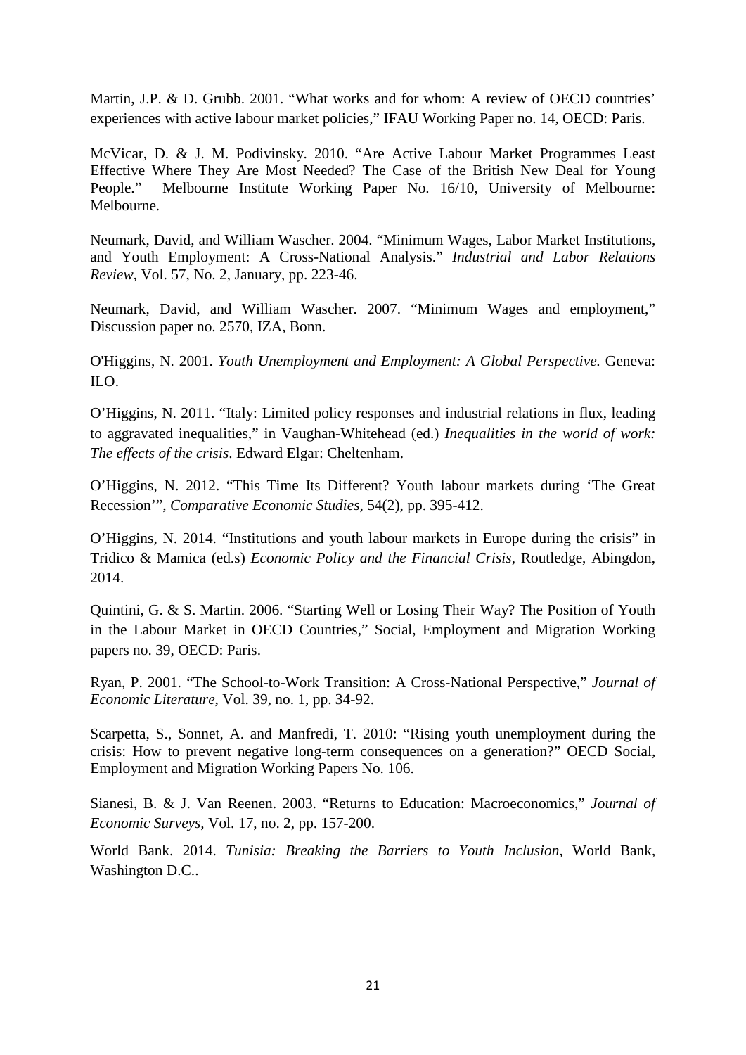Martin, J.P. & D. Grubb. 2001. "What works and for whom: A review of OECD countries' experiences with active labour market policies," IFAU Working Paper no. 14, OECD: Paris.

McVicar, D. & J. M. Podivinsky. 2010. "Are Active Labour Market Programmes Least Effective Where They Are Most Needed? The Case of the British New Deal for Young People." Melbourne Institute Working Paper No. 16/10, University of Melbourne: Melbourne.

Neumark, David, and William Wascher. 2004. "Minimum Wages, Labor Market Institutions, and Youth Employment: A Cross-National Analysis." *Industrial and Labor Relations Review*, Vol. 57, No. 2, January, pp. 223-46.

Neumark, David, and William Wascher. 2007. "Minimum Wages and employment," Discussion paper no. 2570, IZA, Bonn.

O'Higgins, N. 2001. *Youth Unemployment and Employment: A Global Perspective.* Geneva: ILO.

O'Higgins, N. 2011. "Italy: Limited policy responses and industrial relations in flux, leading to aggravated inequalities," in Vaughan-Whitehead (ed.) *Inequalities in the world of work: The effects of the crisis*. Edward Elgar: Cheltenham.

O'Higgins, N. 2012. "This Time Its Different? Youth labour markets during 'The Great Recession'", *Comparative Economic Studies*, 54(2), pp. 395-412.

O'Higgins, N. 2014. "Institutions and youth labour markets in Europe during the crisis" in Tridico & Mamica (ed.s) *Economic Policy and the Financial Crisis*, Routledge, Abingdon, 2014.

Quintini, G. & S. Martin. 2006. "Starting Well or Losing Their Way? The Position of Youth in the Labour Market in OECD Countries," Social, Employment and Migration Working papers no. 39, OECD: Paris.

Ryan, P. 2001. "The School-to-Work Transition: A Cross-National Perspective," *Journal of Economic Literature*, Vol. 39, no. 1, pp. 34-92.

Scarpetta, S., Sonnet, A. and Manfredi, T. 2010: "Rising youth unemployment during the crisis: How to prevent negative long-term consequences on a generation?" OECD Social, Employment and Migration Working Papers No. 106.

Sianesi, B. & J. Van Reenen. 2003. "Returns to Education: Macroeconomics," *Journal of Economic Surveys*, Vol. 17, no. 2, pp. 157-200.

World Bank. 2014. *Tunisia: Breaking the Barriers to Youth Inclusion*, World Bank, Washington D.C..